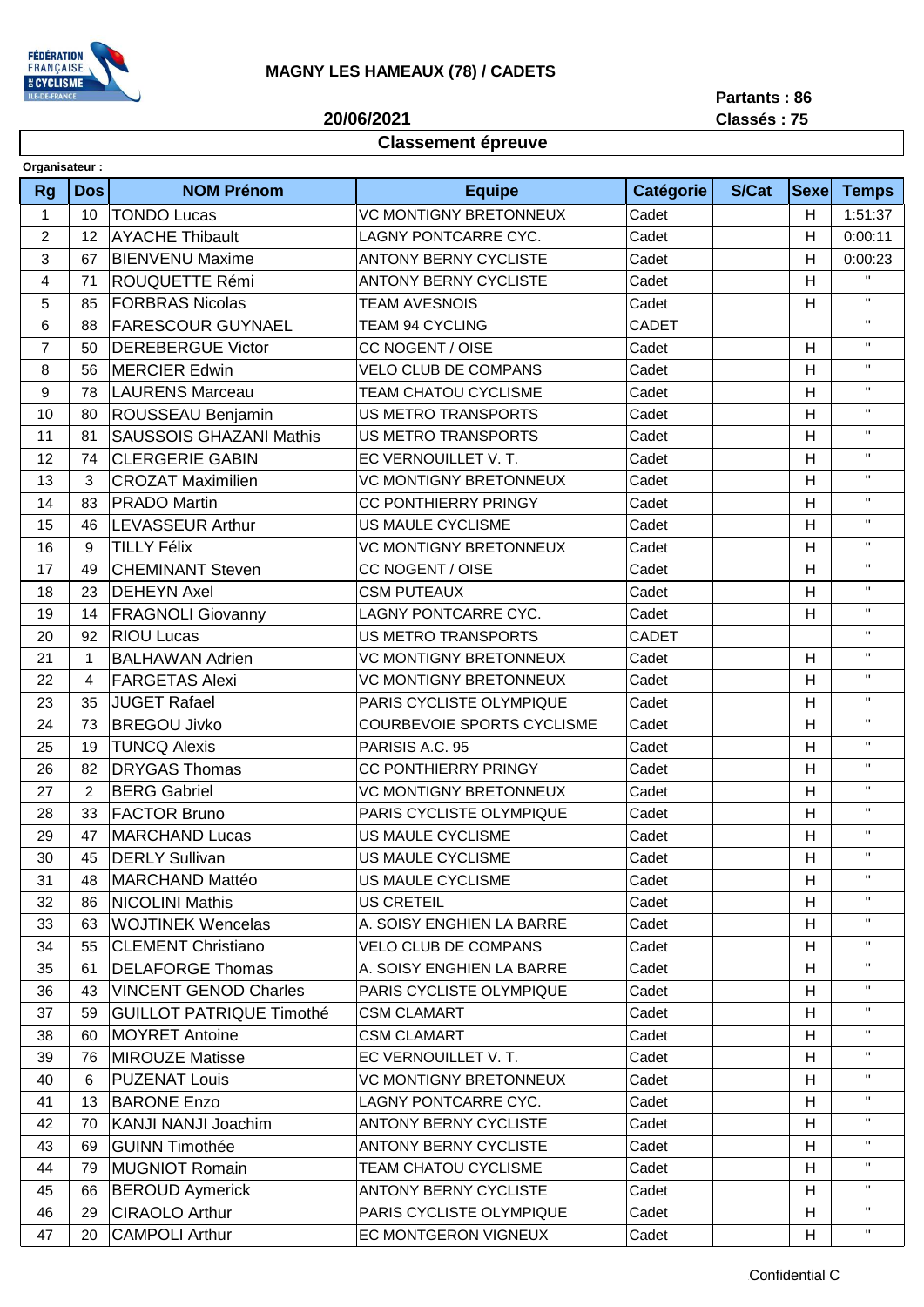# MAGNY LES HAMEAUX (78) / CADETS

**Partants : 86**

**20/06/2021** — **Classés : 75**

## Classement épreuve

**Organisateur :**

| Rg | Dos | NOM Prénom | Equipe | Catégorie | S/Cat | Sexe | Temps |
|---|---|---|---|---|---|---|---|
| 1 | 10 | TONDO Lucas | VC MONTIGNY BRETONNEUX | Cadet | | H | 1:51:37 |
| 2 | 12 | AYACHE Thibault | LAGNY PONTCARRE CYC. | Cadet | | H | 0:00:11 |
| 3 | 67 | BIENVENU Maxime | ANTONY BERNY CYCLISTE | Cadet | | H | 0:00:23 |
| 4 | 71 | ROUQUETTE Rémi | ANTONY BERNY CYCLISTE | Cadet | | H | " |
| 5 | 85 | FORBRAS Nicolas | TEAM AVESNOIS | Cadet | | H | " |
| 6 | 88 | FARESCOUR GUYNAEL | TEAM 94 CYCLING | CADET | | | " |
| 7 | 50 | DEREBERGUE Victor | CC NOGENT / OISE | Cadet | | H | " |
| 8 | 56 | MERCIER Edwin | VELO CLUB DE COMPANS | Cadet | | H | " |
| 9 | 78 | LAURENS Marceau | TEAM CHATOU CYCLISME | Cadet | | H | " |
| 10 | 80 | ROUSSEAU Benjamin | US METRO TRANSPORTS | Cadet | | H | " |
| 11 | 81 | SAUSSOIS GHAZANI Mathis | US METRO TRANSPORTS | Cadet | | H | " |
| 12 | 74 | CLERGERIE GABIN | EC VERNOUILLET V. T. | Cadet | | H | " |
| 13 | 3 | CROZAT Maximilien | VC MONTIGNY BRETONNEUX | Cadet | | H | " |
| 14 | 83 | PRADO Martin | CC PONTHIERRY PRINGY | Cadet | | H | " |
| 15 | 46 | LEVASSEUR Arthur | US MAULE CYCLISME | Cadet | | H | " |
| 16 | 9 | TILLY Félix | VC MONTIGNY BRETONNEUX | Cadet | | H | " |
| 17 | 49 | CHEMINANT Steven | CC NOGENT / OISE | Cadet | | H | " |
| 18 | 23 | DEHEYN Axel | CSM PUTEAUX | Cadet | | H | " |
| 19 | 14 | FRAGNOLI Giovanny | LAGNY PONTCARRE CYC. | Cadet | | H | " |
| 20 | 92 | RIOU Lucas | US METRO TRANSPORTS | CADET | | | " |
| 21 | 1 | BALHAWAN Adrien | VC MONTIGNY BRETONNEUX | Cadet | | H | " |
| 22 | 4 | FARGETAS Alexi | VC MONTIGNY BRETONNEUX | Cadet | | H | " |
| 23 | 35 | JUGET Rafael | PARIS CYCLISTE OLYMPIQUE | Cadet | | H | " |
| 24 | 73 | BREGOU Jivko | COURBEVOIE SPORTS CYCLISME | Cadet | | H | " |
| 25 | 19 | TUNCQ Alexis | PARISIS A.C. 95 | Cadet | | H | " |
| 26 | 82 | DRYGAS Thomas | CC PONTHIERRY PRINGY | Cadet | | H | " |
| 27 | 2 | BERG Gabriel | VC MONTIGNY BRETONNEUX | Cadet | | H | " |
| 28 | 33 | FACTOR Bruno | PARIS CYCLISTE OLYMPIQUE | Cadet | | H | " |
| 29 | 47 | MARCHAND Lucas | US MAULE CYCLISME | Cadet | | H | " |
| 30 | 45 | DERLY Sullivan | US MAULE CYCLISME | Cadet | | H | " |
| 31 | 48 | MARCHAND Mattéo | US MAULE CYCLISME | Cadet | | H | " |
| 32 | 86 | NICOLINI Mathis | US CRETEIL | Cadet | | H | " |
| 33 | 63 | WOJTINEK Wencelas | A. SOISY ENGHIEN LA BARRE | Cadet | | H | " |
| 34 | 55 | CLEMENT Christiano | VELO CLUB DE COMPANS | Cadet | | H | " |
| 35 | 61 | DELAFORGE Thomas | A. SOISY ENGHIEN LA BARRE | Cadet | | H | " |
| 36 | 43 | VINCENT GENOD Charles | PARIS CYCLISTE OLYMPIQUE | Cadet | | H | " |
| 37 | 59 | GUILLOT PATRIQUE Timothé | CSM CLAMART | Cadet | | H | " |
| 38 | 60 | MOYRET Antoine | CSM CLAMART | Cadet | | H | " |
| 39 | 76 | MIROUZE Matisse | EC VERNOUILLET V. T. | Cadet | | H | " |
| 40 | 6 | PUZENAT Louis | VC MONTIGNY BRETONNEUX | Cadet | | H | " |
| 41 | 13 | BARONE Enzo | LAGNY PONTCARRE CYC. | Cadet | | H | " |
| 42 | 70 | KANJI NANJI Joachim | ANTONY BERNY CYCLISTE | Cadet | | H | " |
| 43 | 69 | GUINN Timothée | ANTONY BERNY CYCLISTE | Cadet | | H | " |
| 44 | 79 | MUGNIOT Romain | TEAM CHATOU CYCLISME | Cadet | | H | " |
| 45 | 66 | BEROUD Aymerick | ANTONY BERNY CYCLISTE | Cadet | | H | " |
| 46 | 29 | CIRAOLO Arthur | PARIS CYCLISTE OLYMPIQUE | Cadet | | H | " |
| 47 | 20 | CAMPOLI Arthur | EC MONTGERON VIGNEUX | Cadet | | H | " |

Confidential C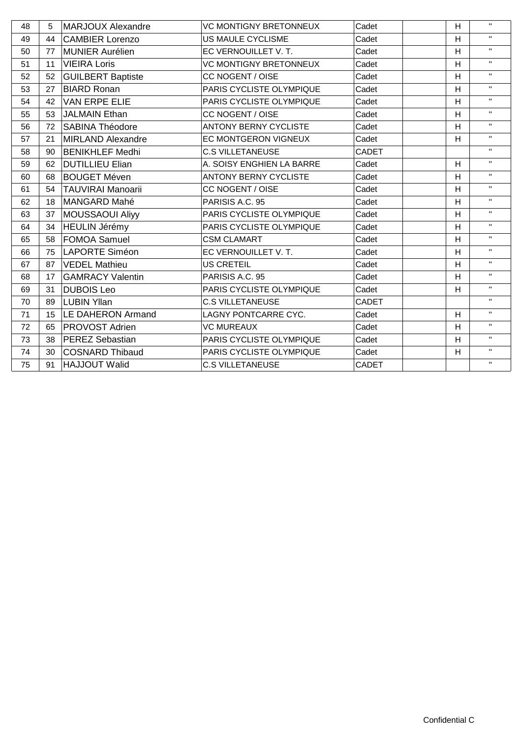| | | | | | | | |
|---|---|---|---|---|---|---|---|
| 48 | 5 | MARJOUX Alexandre | VC MONTIGNY BRETONNEUX | Cadet | | H | " |
| 49 | 44 | CAMBIER Lorenzo | US MAULE CYCLISME | Cadet | | H | " |
| 50 | 77 | MUNIER Aurélien | EC VERNOUILLET V. T. | Cadet | | H | " |
| 51 | 11 | VIEIRA Loris | VC MONTIGNY BRETONNEUX | Cadet | | H | " |
| 52 | 52 | GUILBERT Baptiste | CC NOGENT / OISE | Cadet | | H | " |
| 53 | 27 | BIARD Ronan | PARIS CYCLISTE OLYMPIQUE | Cadet | | H | " |
| 54 | 42 | VAN ERPE ELIE | PARIS CYCLISTE OLYMPIQUE | Cadet | | H | " |
| 55 | 53 | JALMAIN Ethan | CC NOGENT / OISE | Cadet | | H | " |
| 56 | 72 | SABINA Théodore | ANTONY BERNY CYCLISTE | Cadet | | H | " |
| 57 | 21 | MIRLAND Alexandre | EC MONTGERON VIGNEUX | Cadet | | H | " |
| 58 | 90 | BENIKHLEF Medhi | C.S VILLETANEUSE | CADET | | | " |
| 59 | 62 | DUTILLIEU Elian | A. SOISY ENGHIEN LA BARRE | Cadet | | H | " |
| 60 | 68 | BOUGET Méven | ANTONY BERNY CYCLISTE | Cadet | | H | " |
| 61 | 54 | TAUVIRAI Manoarii | CC NOGENT / OISE | Cadet | | H | " |
| 62 | 18 | MANGARD Mahé | PARISIS A.C. 95 | Cadet | | H | " |
| 63 | 37 | MOUSSAOUI Aliyy | PARIS CYCLISTE OLYMPIQUE | Cadet | | H | " |
| 64 | 34 | HEULIN Jérémy | PARIS CYCLISTE OLYMPIQUE | Cadet | | H | " |
| 65 | 58 | FOMOA Samuel | CSM CLAMART | Cadet | | H | " |
| 66 | 75 | LAPORTE Siméon | EC VERNOUILLET V. T. | Cadet | | H | " |
| 67 | 87 | VEDEL Mathieu | US CRETEIL | Cadet | | H | " |
| 68 | 17 | GAMRACY Valentin | PARISIS A.C. 95 | Cadet | | H | " |
| 69 | 31 | DUBOIS Leo | PARIS CYCLISTE OLYMPIQUE | Cadet | | H | " |
| 70 | 89 | LUBIN Yllan | C.S VILLETANEUSE | CADET | | | " |
| 71 | 15 | LE DAHERON Armand | LAGNY PONTCARRE CYC. | Cadet | | H | " |
| 72 | 65 | PROVOST Adrien | VC MUREAUX | Cadet | | H | " |
| 73 | 38 | PEREZ Sebastian | PARIS CYCLISTE OLYMPIQUE | Cadet | | H | " |
| 74 | 30 | COSNARD Thibaud | PARIS CYCLISTE OLYMPIQUE | Cadet | | H | " |
| 75 | 91 | HAJJOUT Walid | C.S VILLETANEUSE | CADET | | | " |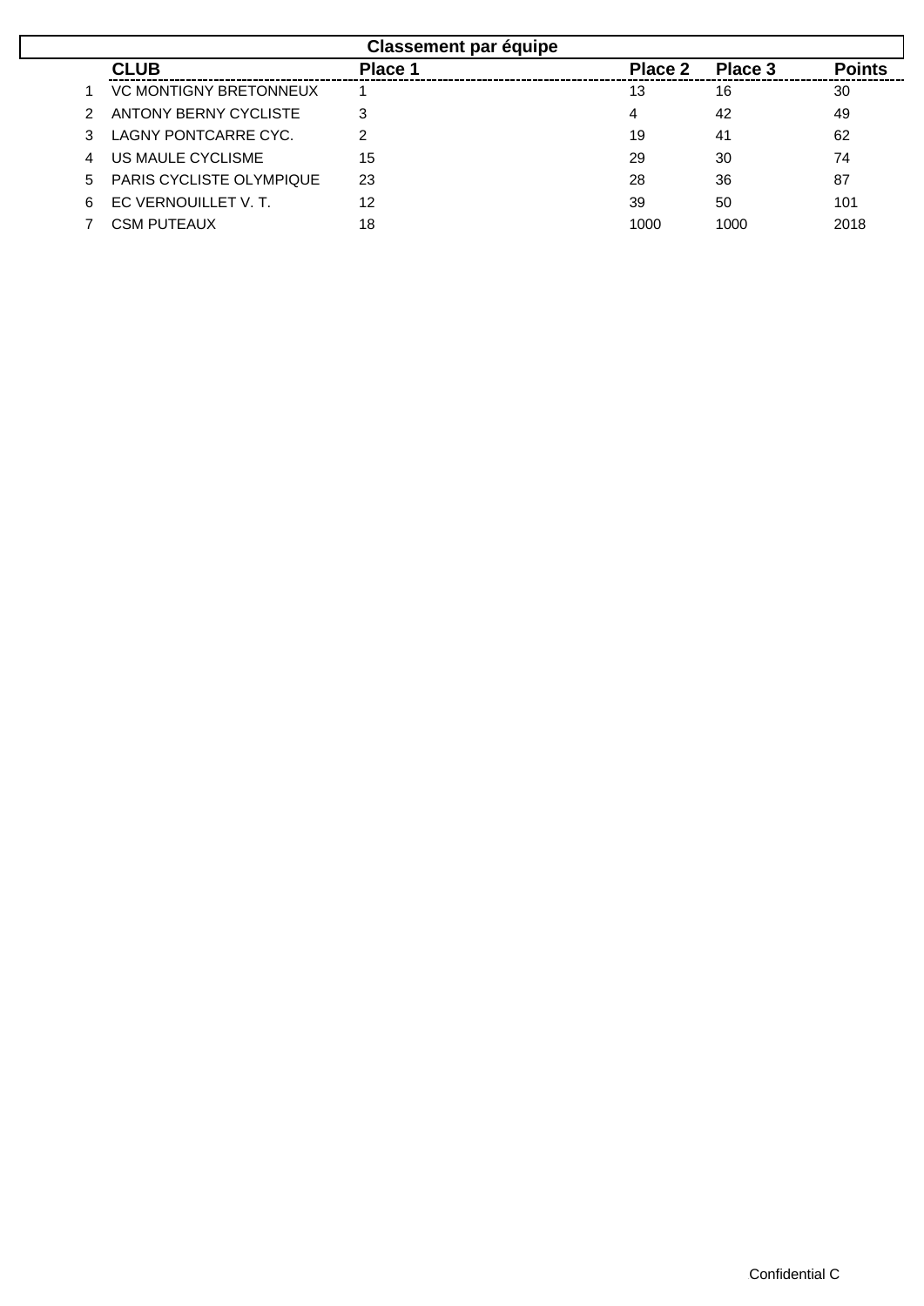## Classement par équipe

| | CLUB | Place 1 | Place 2 | Place 3 | Points |
|---|---|---|---|---|---|
| 1 | VC MONTIGNY BRETONNEUX | 1 | 13 | 16 | 30 |
| 2 | ANTONY BERNY CYCLISTE | 3 | 4 | 42 | 49 |
| 3 | LAGNY PONTCARRE CYC. | 2 | 19 | 41 | 62 |
| 4 | US MAULE CYCLISME | 15 | 29 | 30 | 74 |
| 5 | PARIS CYCLISTE OLYMPIQUE | 23 | 28 | 36 | 87 |
| 6 | EC VERNOUILLET V. T. | 12 | 39 | 50 | 101 |
| 7 | CSM PUTEAUX | 18 | 1000 | 1000 | 2018 |

Confidential C